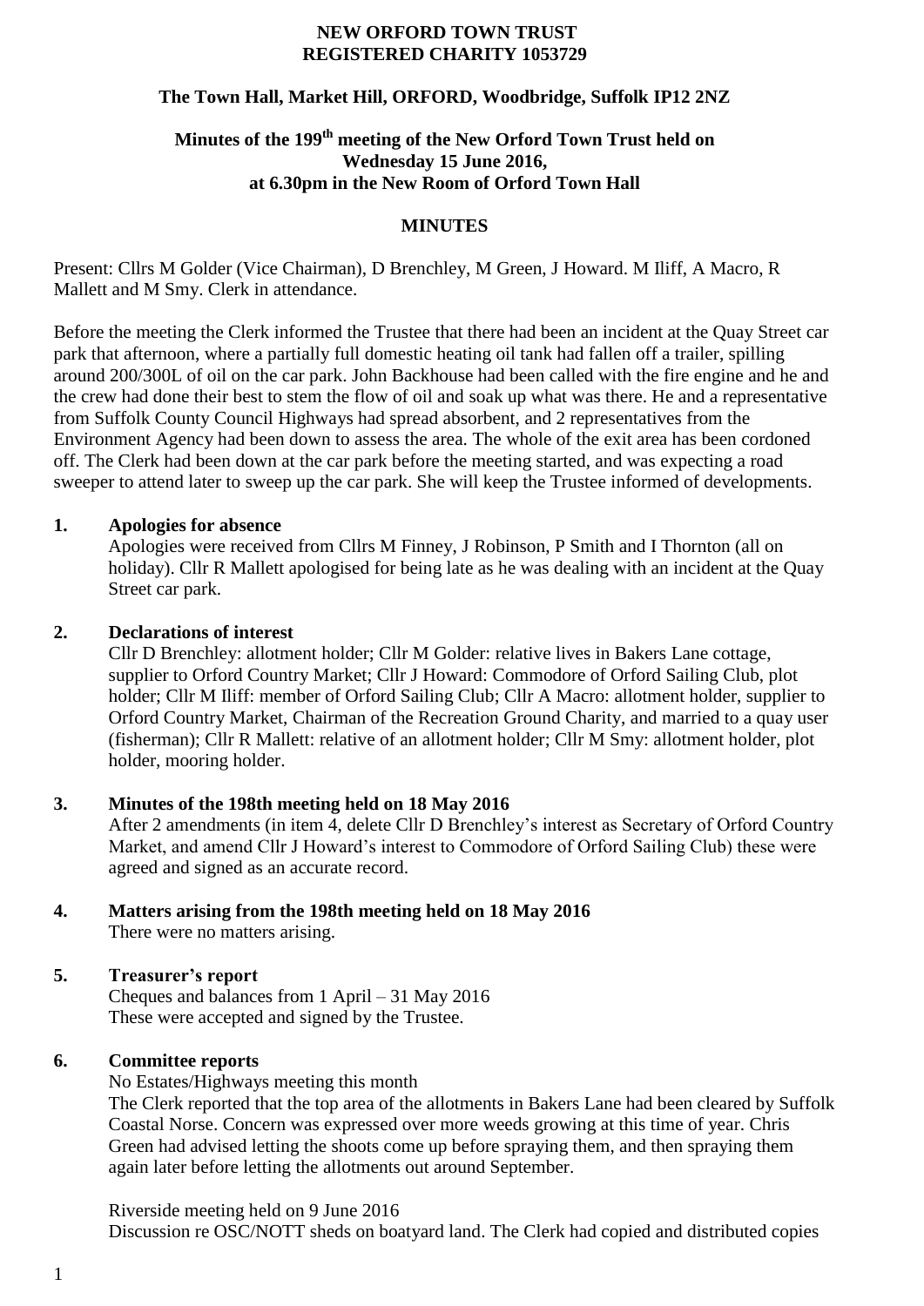**NEW ORFORD TOWN TRUST**
**REGISTERED CHARITY 1053729**

**The Town Hall, Market Hill, ORFORD, Woodbridge, Suffolk IP12 2NZ**

**Minutes of the 199th meeting of the New Orford Town Trust held on Wednesday 15 June 2016, at 6.30pm in the New Room of Orford Town Hall**

**MINUTES**

Present: Cllrs M Golder (Vice Chairman), D Brenchley, M Green, J Howard. M Iliff, A Macro, R Mallett and M Smy. Clerk in attendance.

Before the meeting the Clerk informed the Trustee that there had been an incident at the Quay Street car park that afternoon, where a partially full domestic heating oil tank had fallen off a trailer, spilling around 200/300L of oil on the car park. John Backhouse had been called with the fire engine and he and the crew had done their best to stem the flow of oil and soak up what was there. He and a representative from Suffolk County Council Highways had spread absorbent, and 2 representatives from the Environment Agency had been down to assess the area. The whole of the exit area has been cordoned off. The Clerk had been down at the car park before the meeting started, and was expecting a road sweeper to attend later to sweep up the car park. She will keep the Trustee informed of developments.

**1. Apologies for absence**

Apologies were received from Cllrs M Finney, J Robinson, P Smith and I Thornton (all on holiday). Cllr R Mallett apologised for being late as he was dealing with an incident at the Quay Street car park.

**2. Declarations of interest**

Cllr D Brenchley: allotment holder; Cllr M Golder: relative lives in Bakers Lane cottage, supplier to Orford Country Market; Cllr J Howard: Commodore of Orford Sailing Club, plot holder; Cllr M Iliff: member of Orford Sailing Club; Cllr A Macro: allotment holder, supplier to Orford Country Market, Chairman of the Recreation Ground Charity, and married to a quay user (fisherman); Cllr R Mallett: relative of an allotment holder; Cllr M Smy: allotment holder, plot holder, mooring holder.

**3. Minutes of the 198th meeting held on 18 May 2016**

After 2 amendments (in item 4, delete Cllr D Brenchley's interest as Secretary of Orford Country Market, and amend Cllr J Howard's interest to Commodore of Orford Sailing Club) these were agreed and signed as an accurate record.

**4. Matters arising from the 198th meeting held on 18 May 2016**

There were no matters arising.

**5. Treasurer's report**

Cheques and balances from 1 April – 31 May 2016
These were accepted and signed by the Trustee.

**6. Committee reports**

No Estates/Highways meeting this month
The Clerk reported that the top area of the allotments in Bakers Lane had been cleared by Suffolk Coastal Norse. Concern was expressed over more weeds growing at this time of year. Chris Green had advised letting the shoots come up before spraying them, and then spraying them again later before letting the allotments out around September.

Riverside meeting held on 9 June 2016
Discussion re OSC/NOTT sheds on boatyard land. The Clerk had copied and distributed copies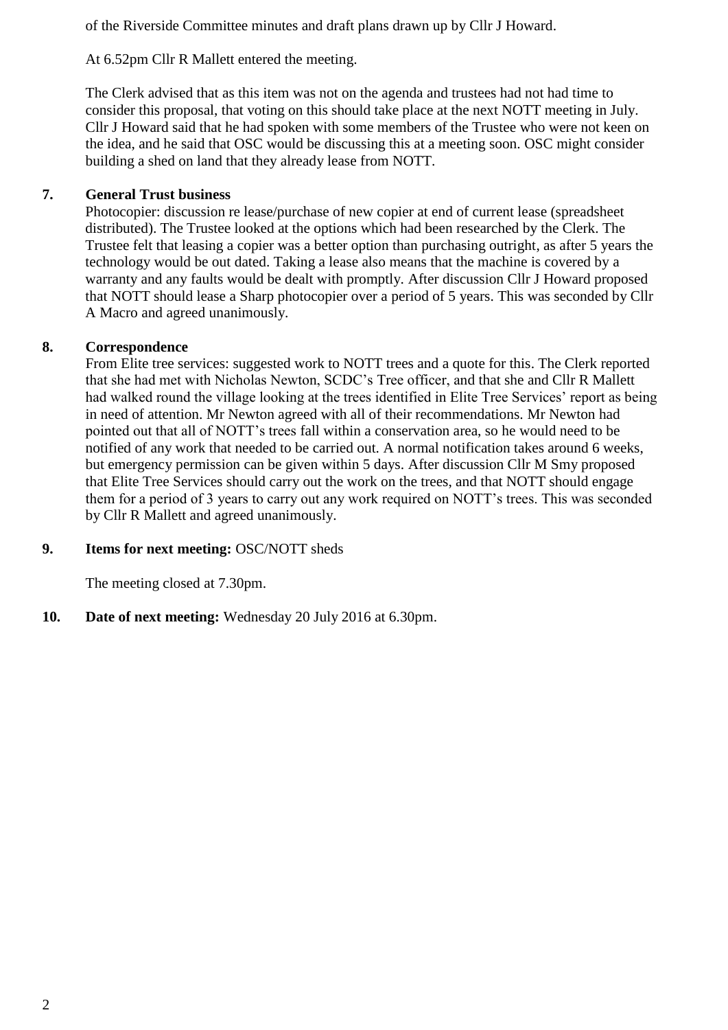of the Riverside Committee minutes and draft plans drawn up by Cllr J Howard.

At 6.52pm Cllr R Mallett entered the meeting.

The Clerk advised that as this item was not on the agenda and trustees had not had time to consider this proposal, that voting on this should take place at the next NOTT meeting in July. Cllr J Howard said that he had spoken with some members of the Trustee who were not keen on the idea, and he said that OSC would be discussing this at a meeting soon. OSC might consider building a shed on land that they already lease from NOTT.

**7. General Trust business**

Photocopier: discussion re lease/purchase of new copier at end of current lease (spreadsheet distributed). The Trustee looked at the options which had been researched by the Clerk. The Trustee felt that leasing a copier was a better option than purchasing outright, as after 5 years the technology would be out dated. Taking a lease also means that the machine is covered by a warranty and any faults would be dealt with promptly. After discussion Cllr J Howard proposed that NOTT should lease a Sharp photocopier over a period of 5 years. This was seconded by Cllr A Macro and agreed unanimously.

**8. Correspondence**

From Elite tree services: suggested work to NOTT trees and a quote for this. The Clerk reported that she had met with Nicholas Newton, SCDC's Tree officer, and that she and Cllr R Mallett had walked round the village looking at the trees identified in Elite Tree Services' report as being in need of attention. Mr Newton agreed with all of their recommendations. Mr Newton had pointed out that all of NOTT's trees fall within a conservation area, so he would need to be notified of any work that needed to be carried out. A normal notification takes around 6 weeks, but emergency permission can be given within 5 days. After discussion Cllr M Smy proposed that Elite Tree Services should carry out the work on the trees, and that NOTT should engage them for a period of 3 years to carry out any work required on NOTT's trees. This was seconded by Cllr R Mallett and agreed unanimously.

**9. Items for next meeting:** OSC/NOTT sheds

The meeting closed at 7.30pm.

**10. Date of next meeting:** Wednesday 20 July 2016 at 6.30pm.